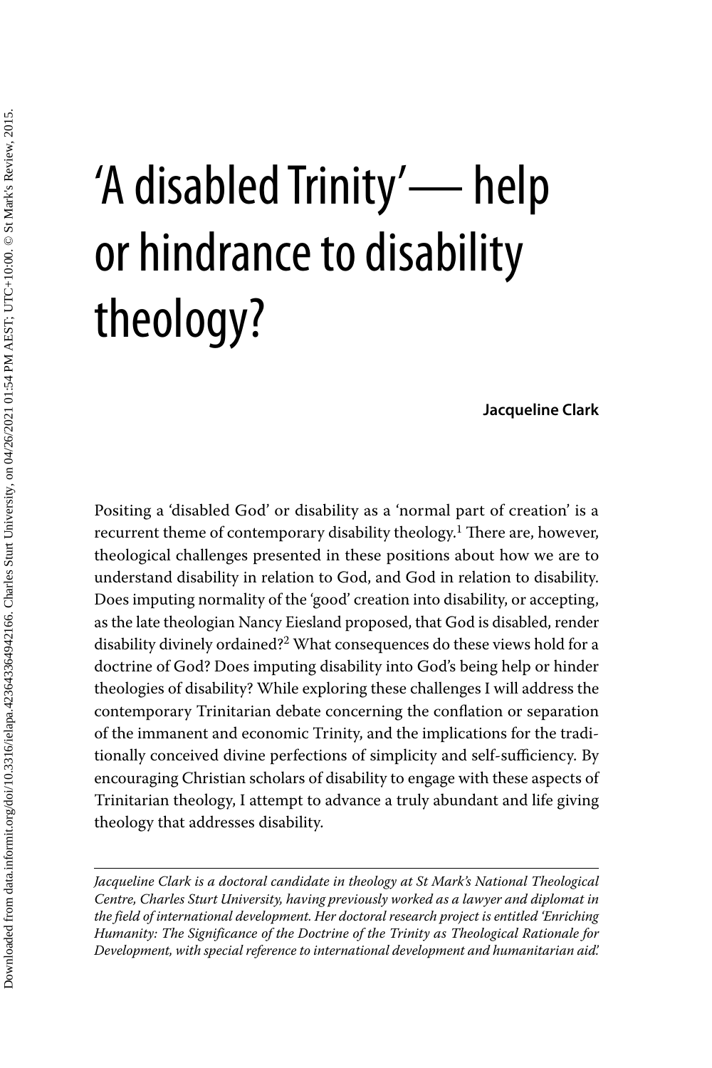# 'A disabled Trinity'— help or hindrance to disability theology?

**Jacqueline Clark**

Positing a 'disabled God' or disability as a 'normal part of creation' is a recurrent theme of contemporary disability theology.[1] There are, however, theological challenges presented in these positions about how we are to understand disability in relation to God, and God in relation to disability. Does imputing normality of the 'good' creation into disability, or accepting, as the late theologian Nancy Eiesland proposed, that God is disabled, render disability divinely ordained?[2] What consequences do these views hold for a doctrine of God? Does imputing disability into God's being help or hinder theologies of disability? While exploring these challenges I will address the contemporary Trinitarian debate concerning the conflation or separation of the immanent and economic Trinity, and the implications for the traditionally conceived divine perfections of simplicity and self-sufficiency. By encouraging Christian scholars of disability to engage with these aspects of Trinitarian theology, I attempt to advance a truly abundant and life giving theology that addresses disability.

---

*Jacqueline Clark is a doctoral candidate in theology at St Mark's National Theological Centre, Charles Sturt University, having previously worked as a lawyer and diplomat in the field of international development. Her doctoral research project is entitled 'Enriching Humanity: The Significance of the Doctrine of the Trinity as Theological Rationale for Development, with special reference to international development and humanitarian aid.'*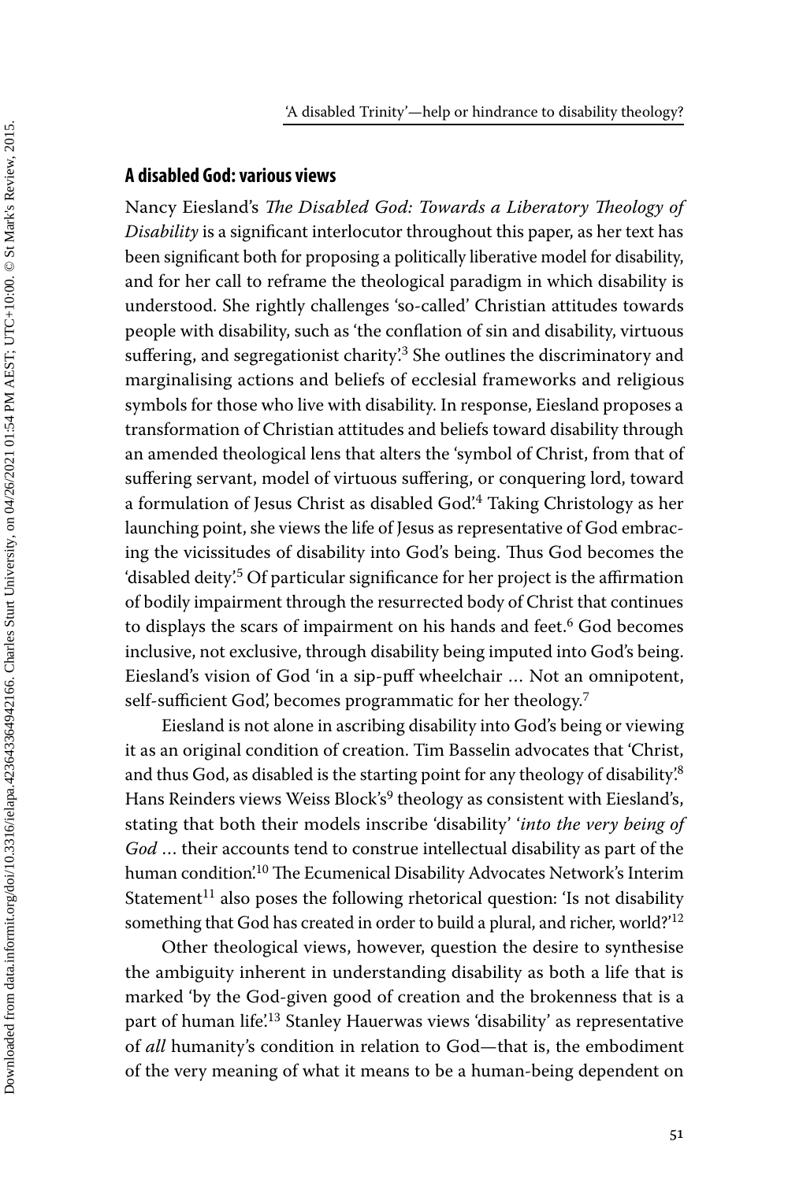## A disabled God: various views

Nancy Eiesland's *The Disabled God: Towards a Liberatory Theology of Disability* is a significant interlocutor throughout this paper, as her text has been significant both for proposing a politically liberative model for disability, and for her call to reframe the theological paradigm in which disability is understood. She rightly challenges 'so-called' Christian attitudes towards people with disability, such as 'the conflation of sin and disability, virtuous suffering, and segregationist charity'.[3] She outlines the discriminatory and marginalising actions and beliefs of ecclesial frameworks and religious symbols for those who live with disability. In response, Eiesland proposes a transformation of Christian attitudes and beliefs toward disability through an amended theological lens that alters the 'symbol of Christ, from that of suffering servant, model of virtuous suffering, or conquering lord, toward a formulation of Jesus Christ as disabled God'.[4] Taking Christology as her launching point, she views the life of Jesus as representative of God embracing the vicissitudes of disability into God's being. Thus God becomes the 'disabled deity'.[5] Of particular significance for her project is the affirmation of bodily impairment through the resurrected body of Christ that continues to displays the scars of impairment on his hands and feet.[6] God becomes inclusive, not exclusive, through disability being imputed into God's being. Eiesland's vision of God 'in a sip-puff wheelchair … Not an omnipotent, self-sufficient God', becomes programmatic for her theology.[7]

Eiesland is not alone in ascribing disability into God's being or viewing it as an original condition of creation. Tim Basselin advocates that 'Christ, and thus God, as disabled is the starting point for any theology of disability'.[8] Hans Reinders views Weiss Block's[9] theology as consistent with Eiesland's, stating that both their models inscribe 'disability' '*into the very being of God* … their accounts tend to construe intellectual disability as part of the human condition'.[10] The Ecumenical Disability Advocates Network's Interim Statement[11] also poses the following rhetorical question: 'Is not disability something that God has created in order to build a plural, and richer, world?'[12]

Other theological views, however, question the desire to synthesise the ambiguity inherent in understanding disability as both a life that is marked 'by the God-given good of creation and the brokenness that is a part of human life'.[13] Stanley Hauerwas views 'disability' as representative of *all* humanity's condition in relation to God—that is, the embodiment of the very meaning of what it means to be a human-being dependent on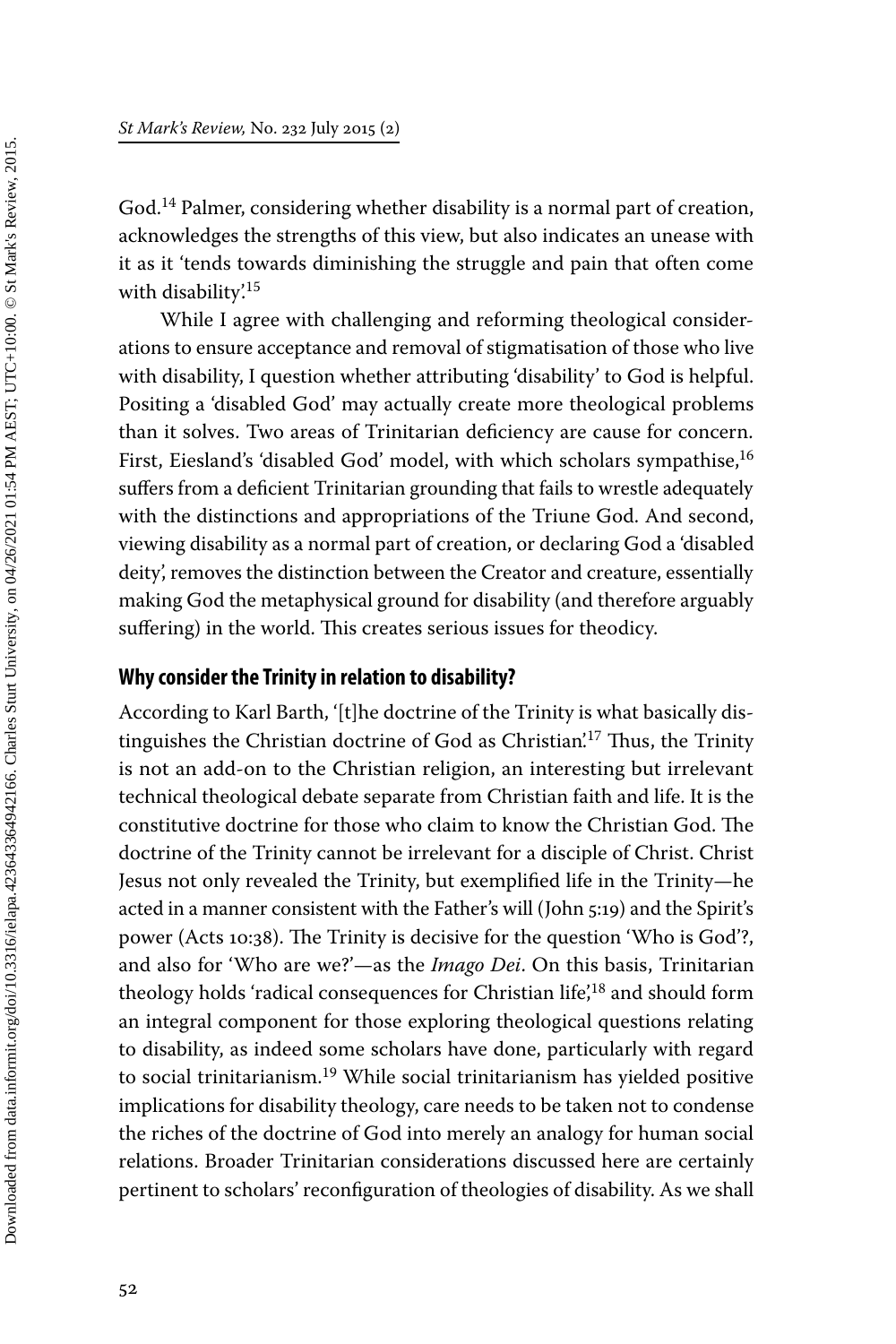God.[14] Palmer, considering whether disability is a normal part of creation, acknowledges the strengths of this view, but also indicates an unease with it as it 'tends towards diminishing the struggle and pain that often come with disability'.[15]

While I agree with challenging and reforming theological considerations to ensure acceptance and removal of stigmatisation of those who live with disability, I question whether attributing 'disability' to God is helpful. Positing a 'disabled God' may actually create more theological problems than it solves. Two areas of Trinitarian deficiency are cause for concern. First, Eiesland's 'disabled God' model, with which scholars sympathise,[16] suffers from a deficient Trinitarian grounding that fails to wrestle adequately with the distinctions and appropriations of the Triune God. And second, viewing disability as a normal part of creation, or declaring God a 'disabled deity', removes the distinction between the Creator and creature, essentially making God the metaphysical ground for disability (and therefore arguably suffering) in the world. This creates serious issues for theodicy.

## Why consider the Trinity in relation to disability?

According to Karl Barth, '[t]he doctrine of the Trinity is what basically distinguishes the Christian doctrine of God as Christian'.[17] Thus, the Trinity is not an add-on to the Christian religion, an interesting but irrelevant technical theological debate separate from Christian faith and life. It is the constitutive doctrine for those who claim to know the Christian God. The doctrine of the Trinity cannot be irrelevant for a disciple of Christ. Christ Jesus not only revealed the Trinity, but exemplified life in the Trinity—he acted in a manner consistent with the Father's will (John 5:19) and the Spirit's power (Acts 10:38). The Trinity is decisive for the question 'Who is God'?, and also for 'Who are we?'—as the *Imago Dei*. On this basis, Trinitarian theology holds 'radical consequences for Christian life',[18] and should form an integral component for those exploring theological questions relating to disability, as indeed some scholars have done, particularly with regard to social trinitarianism.[19] While social trinitarianism has yielded positive implications for disability theology, care needs to be taken not to condense the riches of the doctrine of God into merely an analogy for human social relations. Broader Trinitarian considerations discussed here are certainly pertinent to scholars' reconfiguration of theologies of disability. As we shall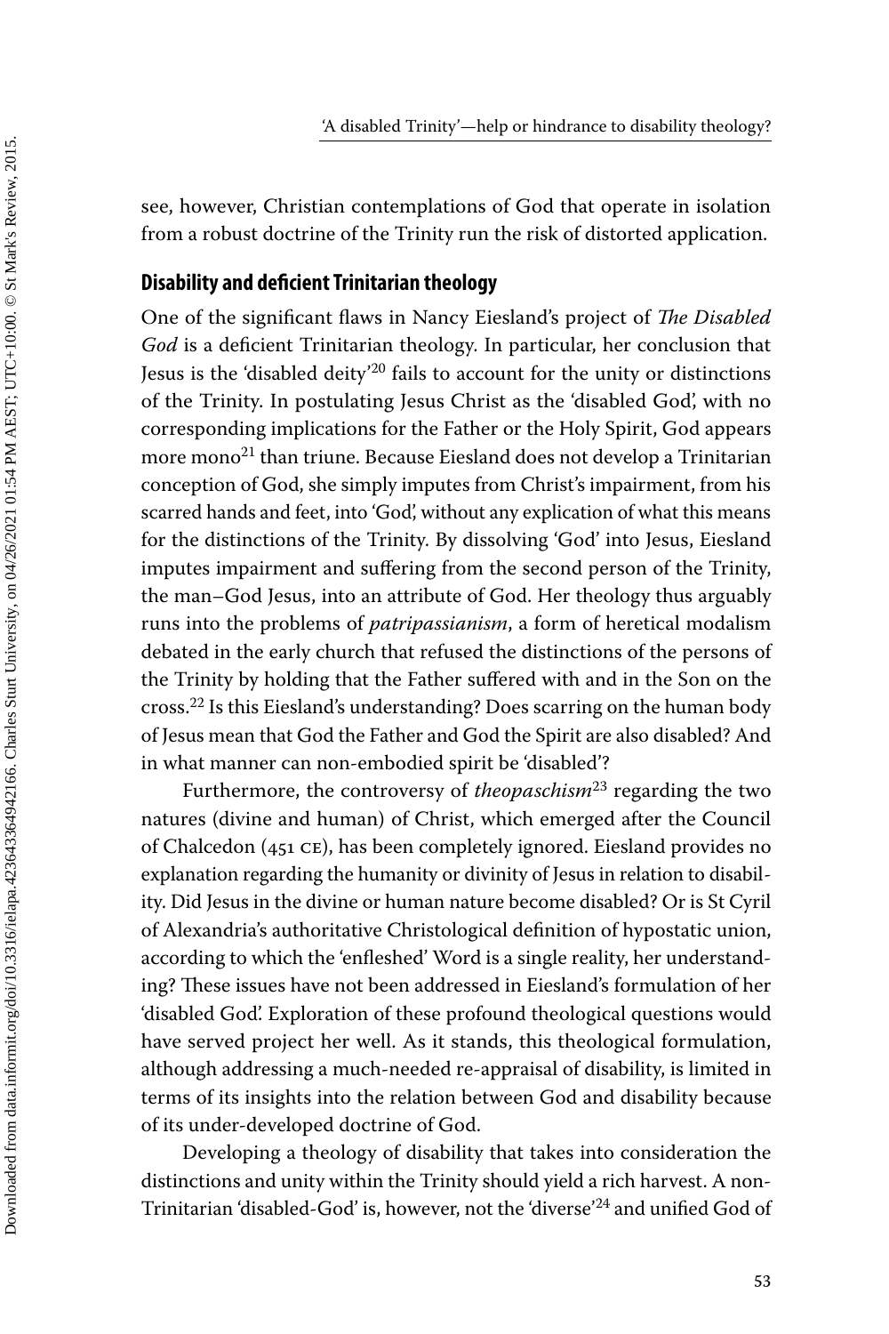see, however, Christian contemplations of God that operate in isolation from a robust doctrine of the Trinity run the risk of distorted application.

## Disability and deficient Trinitarian theology

One of the significant flaws in Nancy Eiesland's project of *The Disabled God* is a deficient Trinitarian theology. In particular, her conclusion that Jesus is the 'disabled deity'[20] fails to account for the unity or distinctions of the Trinity. In postulating Jesus Christ as the 'disabled God', with no corresponding implications for the Father or the Holy Spirit, God appears more mono[21] than triune. Because Eiesland does not develop a Trinitarian conception of God, she simply imputes from Christ's impairment, from his scarred hands and feet, into 'God', without any explication of what this means for the distinctions of the Trinity. By dissolving 'God' into Jesus, Eiesland imputes impairment and suffering from the second person of the Trinity, the man–God Jesus, into an attribute of God. Her theology thus arguably runs into the problems of *patripassianism*, a form of heretical modalism debated in the early church that refused the distinctions of the persons of the Trinity by holding that the Father suffered with and in the Son on the cross.[22] Is this Eiesland's understanding? Does scarring on the human body of Jesus mean that God the Father and God the Spirit are also disabled? And in what manner can non-embodied spirit be 'disabled'?

Furthermore, the controversy of *theopaschism*[23] regarding the two natures (divine and human) of Christ, which emerged after the Council of Chalcedon (451 CE), has been completely ignored. Eiesland provides no explanation regarding the humanity or divinity of Jesus in relation to disability. Did Jesus in the divine or human nature become disabled? Or is St Cyril of Alexandria's authoritative Christological definition of hypostatic union, according to which the 'enfleshed' Word is a single reality, her understanding? These issues have not been addressed in Eiesland's formulation of her 'disabled God'. Exploration of these profound theological questions would have served project her well. As it stands, this theological formulation, although addressing a much-needed re-appraisal of disability, is limited in terms of its insights into the relation between God and disability because of its under-developed doctrine of God.

Developing a theology of disability that takes into consideration the distinctions and unity within the Trinity should yield a rich harvest. A non-Trinitarian 'disabled-God' is, however, not the 'diverse'[24] and unified God of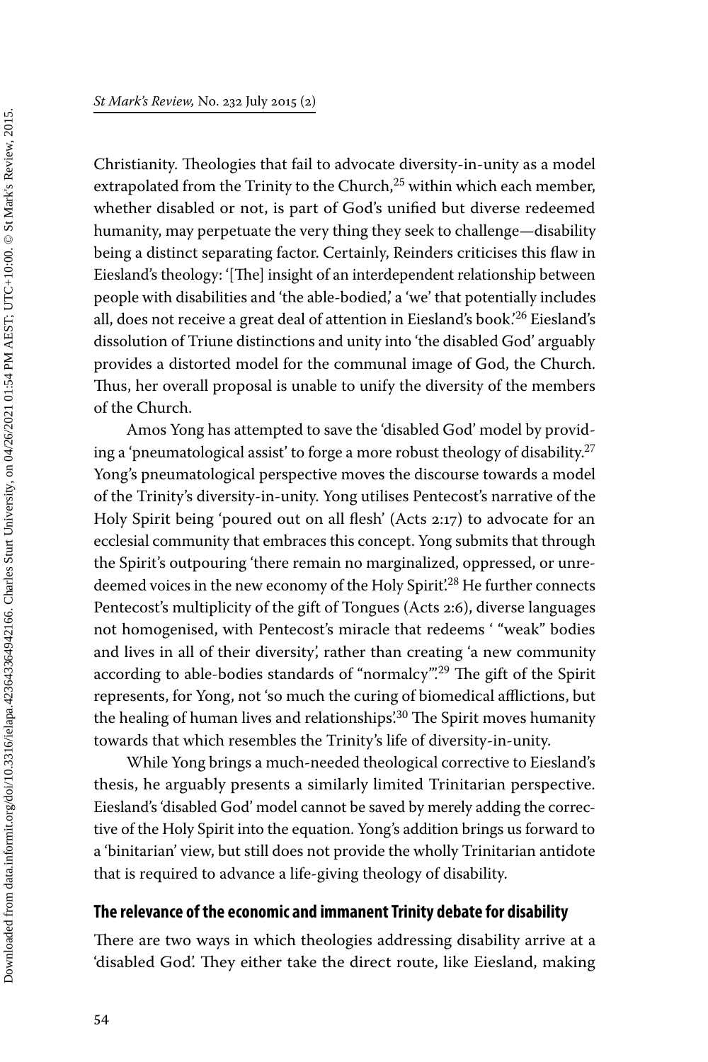Christianity. Theologies that fail to advocate diversity-in-unity as a model extrapolated from the Trinity to the Church,[25] within which each member, whether disabled or not, is part of God's unified but diverse redeemed humanity, may perpetuate the very thing they seek to challenge—disability being a distinct separating factor. Certainly, Reinders criticises this flaw in Eiesland's theology: '[The] insight of an interdependent relationship between people with disabilities and 'the able-bodied,' a 'we' that potentially includes all, does not receive a great deal of attention in Eiesland's book.'[26] Eiesland's dissolution of Triune distinctions and unity into 'the disabled God' arguably provides a distorted model for the communal image of God, the Church. Thus, her overall proposal is unable to unify the diversity of the members of the Church.

Amos Yong has attempted to save the 'disabled God' model by providing a 'pneumatological assist' to forge a more robust theology of disability.[27] Yong's pneumatological perspective moves the discourse towards a model of the Trinity's diversity-in-unity. Yong utilises Pentecost's narrative of the Holy Spirit being 'poured out on all flesh' (Acts 2:17) to advocate for an ecclesial community that embraces this concept. Yong submits that through the Spirit's outpouring 'there remain no marginalized, oppressed, or unredeemed voices in the new economy of the Holy Spirit'.[28] He further connects Pentecost's multiplicity of the gift of Tongues (Acts 2:6), diverse languages not homogenised, with Pentecost's miracle that redeems ' "weak" bodies and lives in all of their diversity', rather than creating 'a new community according to able-bodies standards of "normalcy"'.[29] The gift of the Spirit represents, for Yong, not 'so much the curing of biomedical afflictions, but the healing of human lives and relationships'.[30] The Spirit moves humanity towards that which resembles the Trinity's life of diversity-in-unity.

While Yong brings a much-needed theological corrective to Eiesland's thesis, he arguably presents a similarly limited Trinitarian perspective. Eiesland's 'disabled God' model cannot be saved by merely adding the corrective of the Holy Spirit into the equation. Yong's addition brings us forward to a 'binitarian' view, but still does not provide the wholly Trinitarian antidote that is required to advance a life-giving theology of disability.

## The relevance of the economic and immanent Trinity debate for disability

There are two ways in which theologies addressing disability arrive at a 'disabled God'. They either take the direct route, like Eiesland, making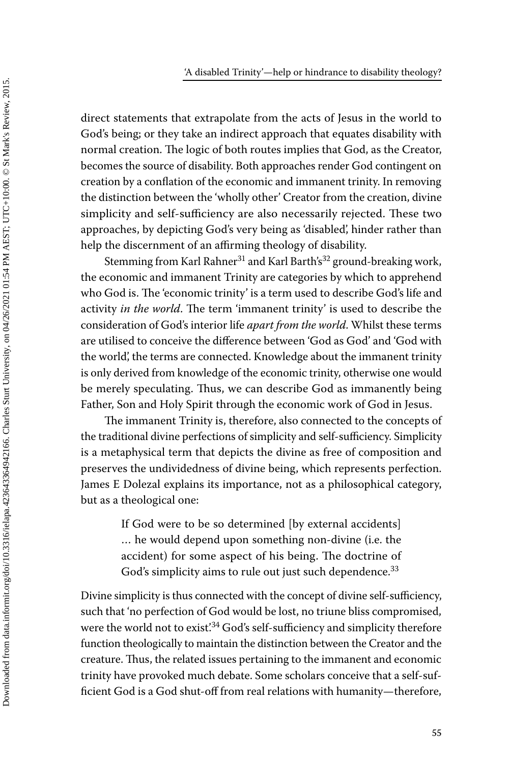direct statements that extrapolate from the acts of Jesus in the world to God's being; or they take an indirect approach that equates disability with normal creation. The logic of both routes implies that God, as the Creator, becomes the source of disability. Both approaches render God contingent on creation by a conflation of the economic and immanent trinity. In removing the distinction between the 'wholly other' Creator from the creation, divine simplicity and self-sufficiency are also necessarily rejected. These two approaches, by depicting God's very being as 'disabled', hinder rather than help the discernment of an affirming theology of disability.

Stemming from Karl Rahner[31] and Karl Barth's[32] ground-breaking work, the economic and immanent Trinity are categories by which to apprehend who God is. The 'economic trinity' is a term used to describe God's life and activity *in the world*. The term 'immanent trinity' is used to describe the consideration of God's interior life *apart from the world*. Whilst these terms are utilised to conceive the difference between 'God as God' and 'God with the world', the terms are connected. Knowledge about the immanent trinity is only derived from knowledge of the economic trinity, otherwise one would be merely speculating. Thus, we can describe God as immanently being Father, Son and Holy Spirit through the economic work of God in Jesus.

The immanent Trinity is, therefore, also connected to the concepts of the traditional divine perfections of simplicity and self-sufficiency. Simplicity is a metaphysical term that depicts the divine as free of composition and preserves the undividedness of divine being, which represents perfection. James E Dolezal explains its importance, not as a philosophical category, but as a theological one:

> If God were to be so determined [by external accidents] … he would depend upon something non-divine (i.e. the accident) for some aspect of his being. The doctrine of God's simplicity aims to rule out just such dependence.[33]

Divine simplicity is thus connected with the concept of divine self-sufficiency, such that 'no perfection of God would be lost, no triune bliss compromised, were the world not to exist'.[34] God's self-sufficiency and simplicity therefore function theologically to maintain the distinction between the Creator and the creature. Thus, the related issues pertaining to the immanent and economic trinity have provoked much debate. Some scholars conceive that a self-sufficient God is a God shut-off from real relations with humanity—therefore,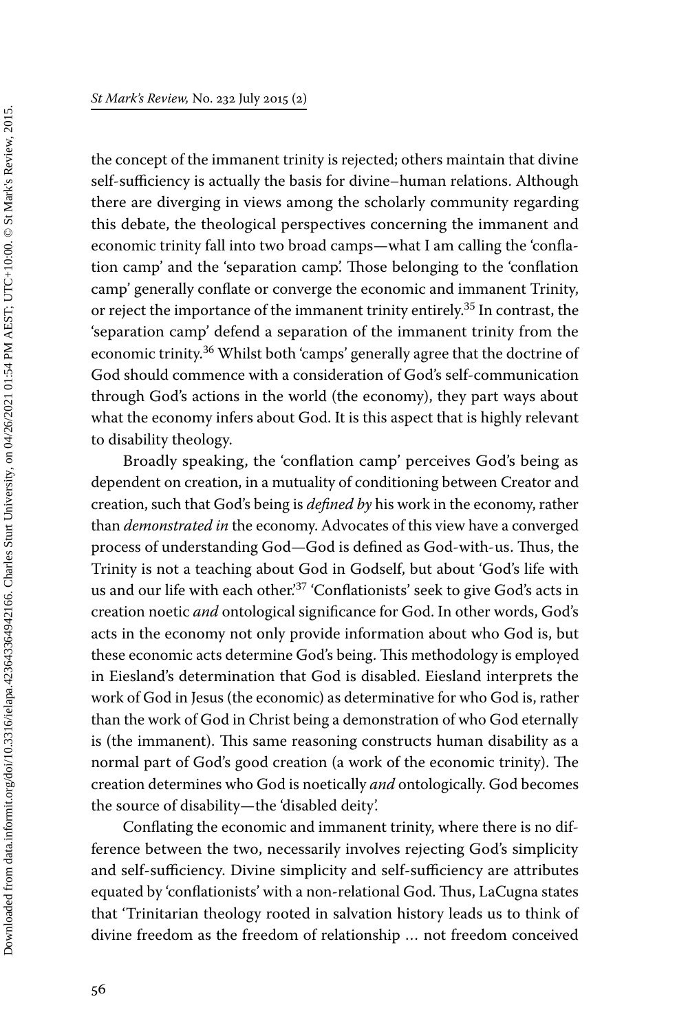the concept of the immanent trinity is rejected; others maintain that divine self-sufficiency is actually the basis for divine–human relations. Although there are diverging in views among the scholarly community regarding this debate, the theological perspectives concerning the immanent and economic trinity fall into two broad camps—what I am calling the 'conflation camp' and the 'separation camp'. Those belonging to the 'conflation camp' generally conflate or converge the economic and immanent Trinity, or reject the importance of the immanent trinity entirely.[35] In contrast, the 'separation camp' defend a separation of the immanent trinity from the economic trinity.[36] Whilst both 'camps' generally agree that the doctrine of God should commence with a consideration of God's self-communication through God's actions in the world (the economy), they part ways about what the economy infers about God. It is this aspect that is highly relevant to disability theology.

Broadly speaking, the 'conflation camp' perceives God's being as dependent on creation, in a mutuality of conditioning between Creator and creation, such that God's being is *defined by* his work in the economy, rather than *demonstrated in* the economy. Advocates of this view have a converged process of understanding God—God is defined as God-with-us. Thus, the Trinity is not a teaching about God in Godself, but about 'God's life with us and our life with each other'.[37] 'Conflationists' seek to give God's acts in creation noetic *and* ontological significance for God. In other words, God's acts in the economy not only provide information about who God is, but these economic acts determine God's being. This methodology is employed in Eiesland's determination that God is disabled. Eiesland interprets the work of God in Jesus (the economic) as determinative for who God is, rather than the work of God in Christ being a demonstration of who God eternally is (the immanent). This same reasoning constructs human disability as a normal part of God's good creation (a work of the economic trinity). The creation determines who God is noetically *and* ontologically. God becomes the source of disability—the 'disabled deity'.

Conflating the economic and immanent trinity, where there is no difference between the two, necessarily involves rejecting God's simplicity and self-sufficiency. Divine simplicity and self-sufficiency are attributes equated by 'conflationists' with a non-relational God. Thus, LaCugna states that 'Trinitarian theology rooted in salvation history leads us to think of divine freedom as the freedom of relationship … not freedom conceived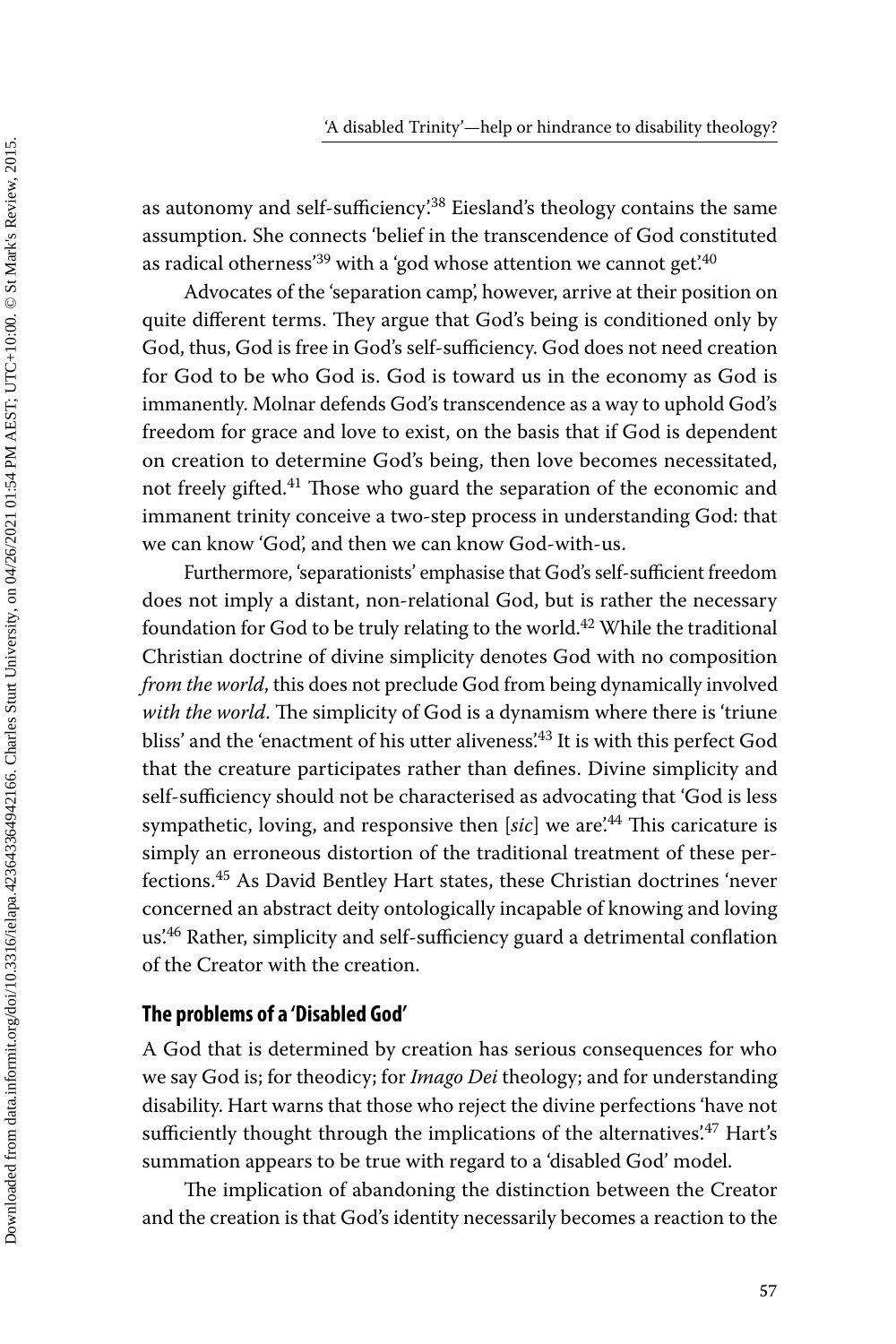as autonomy and self-sufficiency'.[38] Eiesland's theology contains the same assumption. She connects 'belief in the transcendence of God constituted as radical otherness'[39] with a 'god whose attention we cannot get'.[40]

Advocates of the 'separation camp', however, arrive at their position on quite different terms. They argue that God's being is conditioned only by God, thus, God is free in God's self-sufficiency. God does not need creation for God to be who God is. God is toward us in the economy as God is immanently. Molnar defends God's transcendence as a way to uphold God's freedom for grace and love to exist, on the basis that if God is dependent on creation to determine God's being, then love becomes necessitated, not freely gifted.[41] Those who guard the separation of the economic and immanent trinity conceive a two-step process in understanding God: that we can know 'God', and then we can know God-with-us.

Furthermore, 'separationists' emphasise that God's self-sufficient freedom does not imply a distant, non-relational God, but is rather the necessary foundation for God to be truly relating to the world.[42] While the traditional Christian doctrine of divine simplicity denotes God with no composition *from the world*, this does not preclude God from being dynamically involved *with the world*. The simplicity of God is a dynamism where there is 'triune bliss' and the 'enactment of his utter aliveness'.[43] It is with this perfect God that the creature participates rather than defines. Divine simplicity and self-sufficiency should not be characterised as advocating that 'God is less sympathetic, loving, and responsive then [*sic*] we are'.[44] This caricature is simply an erroneous distortion of the traditional treatment of these perfections.[45] As David Bentley Hart states, these Christian doctrines 'never concerned an abstract deity ontologically incapable of knowing and loving us'.[46] Rather, simplicity and self-sufficiency guard a detrimental conflation of the Creator with the creation.

## The problems of a 'Disabled God'

A God that is determined by creation has serious consequences for who we say God is; for theodicy; for *Imago Dei* theology; and for understanding disability. Hart warns that those who reject the divine perfections 'have not sufficiently thought through the implications of the alternatives'.[47] Hart's summation appears to be true with regard to a 'disabled God' model.

The implication of abandoning the distinction between the Creator and the creation is that God's identity necessarily becomes a reaction to the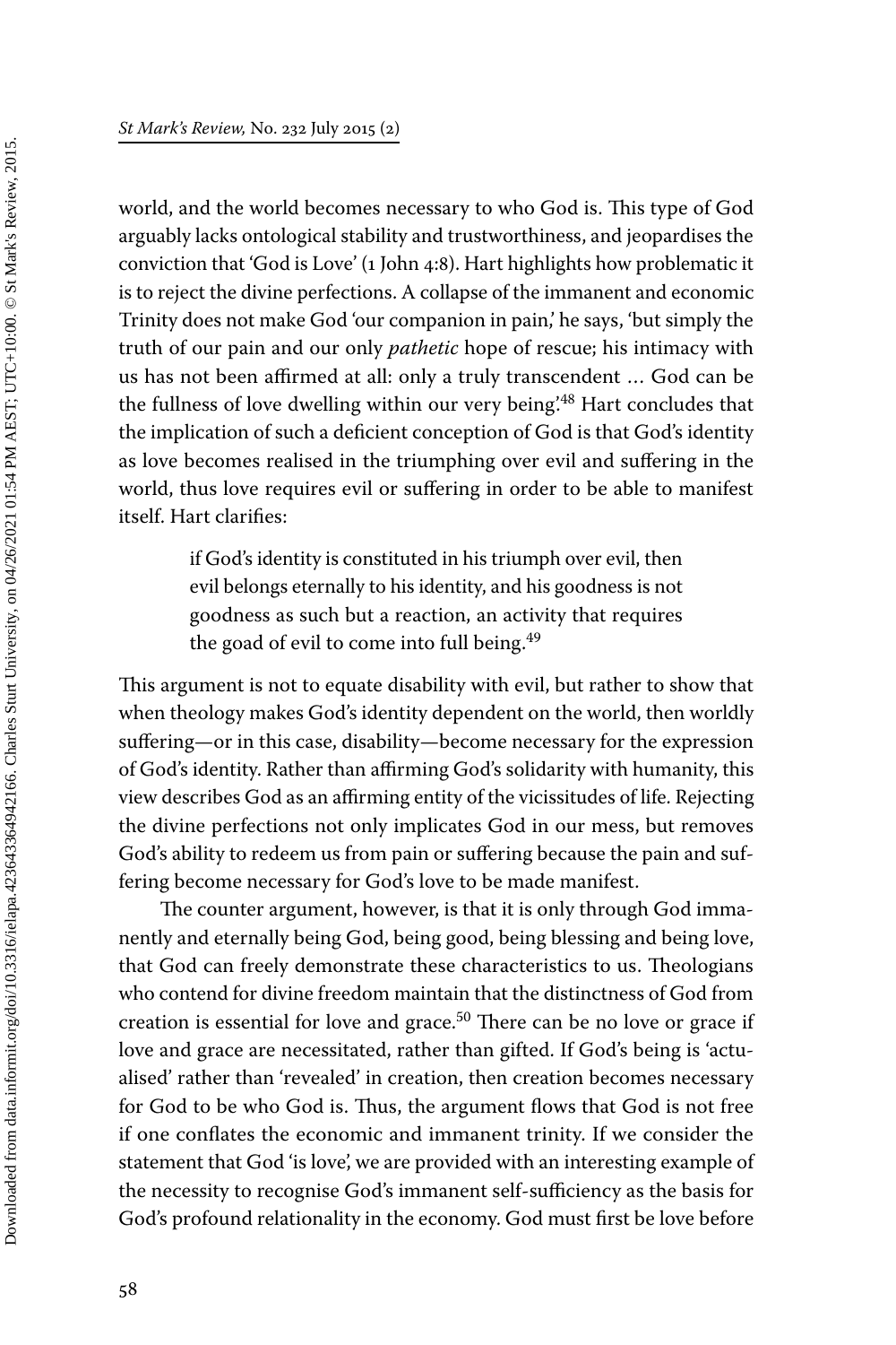world, and the world becomes necessary to who God is. This type of God arguably lacks ontological stability and trustworthiness, and jeopardises the conviction that 'God is Love' (1 John 4:8). Hart highlights how problematic it is to reject the divine perfections. A collapse of the immanent and economic Trinity does not make God 'our companion in pain,' he says, 'but simply the truth of our pain and our only *pathetic* hope of rescue; his intimacy with us has not been affirmed at all: only a truly transcendent … God can be the fullness of love dwelling within our very being'.[48] Hart concludes that the implication of such a deficient conception of God is that God's identity as love becomes realised in the triumphing over evil and suffering in the world, thus love requires evil or suffering in order to be able to manifest itself. Hart clarifies:

> if God's identity is constituted in his triumph over evil, then evil belongs eternally to his identity, and his goodness is not goodness as such but a reaction, an activity that requires the goad of evil to come into full being.[49]

This argument is not to equate disability with evil, but rather to show that when theology makes God's identity dependent on the world, then worldly suffering—or in this case, disability—become necessary for the expression of God's identity. Rather than affirming God's solidarity with humanity, this view describes God as an affirming entity of the vicissitudes of life. Rejecting the divine perfections not only implicates God in our mess, but removes God's ability to redeem us from pain or suffering because the pain and suffering become necessary for God's love to be made manifest.

The counter argument, however, is that it is only through God immanently and eternally being God, being good, being blessing and being love, that God can freely demonstrate these characteristics to us. Theologians who contend for divine freedom maintain that the distinctness of God from creation is essential for love and grace.[50] There can be no love or grace if love and grace are necessitated, rather than gifted. If God's being is 'actualised' rather than 'revealed' in creation, then creation becomes necessary for God to be who God is. Thus, the argument flows that God is not free if one conflates the economic and immanent trinity. If we consider the statement that God 'is love', we are provided with an interesting example of the necessity to recognise God's immanent self-sufficiency as the basis for God's profound relationality in the economy. God must first be love before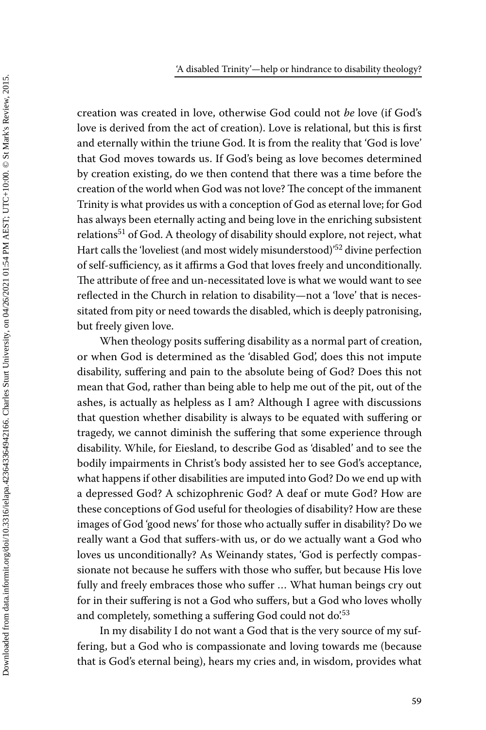creation was created in love, otherwise God could not *be* love (if God's love is derived from the act of creation). Love is relational, but this is first and eternally within the triune God. It is from the reality that 'God is love' that God moves towards us. If God's being as love becomes determined by creation existing, do we then contend that there was a time before the creation of the world when God was not love? The concept of the immanent Trinity is what provides us with a conception of God as eternal love; for God has always been eternally acting and being love in the enriching subsistent relations[51] of God. A theology of disability should explore, not reject, what Hart calls the 'loveliest (and most widely misunderstood)'[52] divine perfection of self-sufficiency, as it affirms a God that loves freely and unconditionally. The attribute of free and un-necessitated love is what we would want to see reflected in the Church in relation to disability—not a 'love' that is necessitated from pity or need towards the disabled, which is deeply patronising, but freely given love.

When theology posits suffering disability as a normal part of creation, or when God is determined as the 'disabled God', does this not impute disability, suffering and pain to the absolute being of God? Does this not mean that God, rather than being able to help me out of the pit, out of the ashes, is actually as helpless as I am? Although I agree with discussions that question whether disability is always to be equated with suffering or tragedy, we cannot diminish the suffering that some experience through disability. While, for Eiesland, to describe God as 'disabled' and to see the bodily impairments in Christ's body assisted her to see God's acceptance, what happens if other disabilities are imputed into God? Do we end up with a depressed God? A schizophrenic God? A deaf or mute God? How are these conceptions of God useful for theologies of disability? How are these images of God 'good news' for those who actually suffer in disability? Do we really want a God that suffers-with us, or do we actually want a God who loves us unconditionally? As Weinandy states, 'God is perfectly compassionate not because he suffers with those who suffer, but because His love fully and freely embraces those who suffer … What human beings cry out for in their suffering is not a God who suffers, but a God who loves wholly and completely, something a suffering God could not do.'[53]

In my disability I do not want a God that is the very source of my suffering, but a God who is compassionate and loving towards me (because that is God's eternal being), hears my cries and, in wisdom, provides what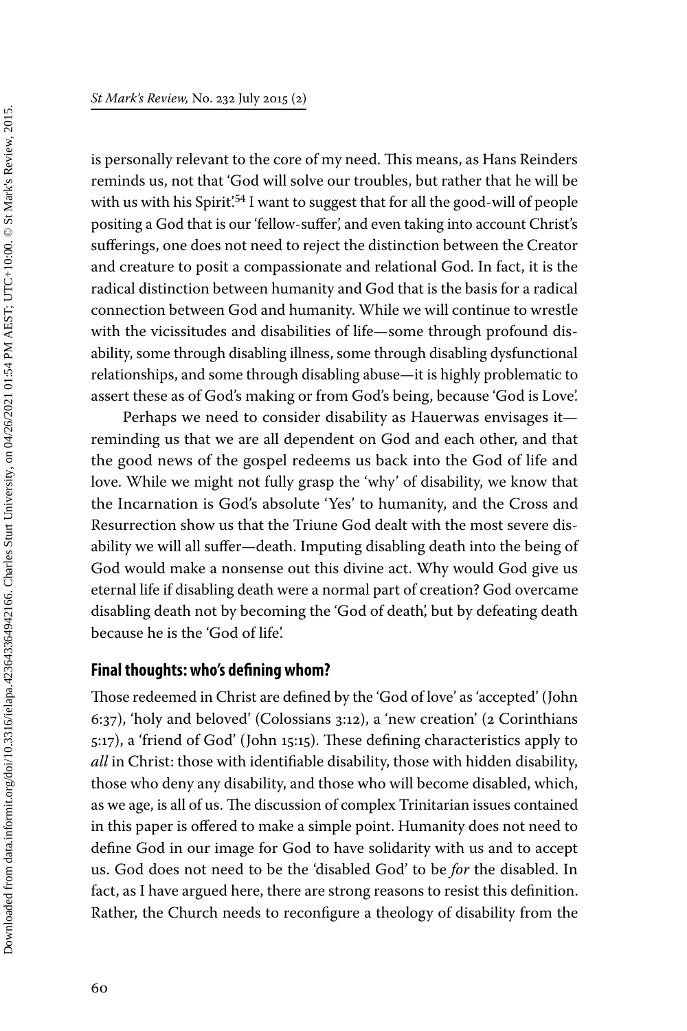is personally relevant to the core of my need. This means, as Hans Reinders reminds us, not that 'God will solve our troubles, but rather that he will be with us with his Spirit'.[54] I want to suggest that for all the good-will of people positing a God that is our 'fellow-suffer', and even taking into account Christ's sufferings, one does not need to reject the distinction between the Creator and creature to posit a compassionate and relational God. In fact, it is the radical distinction between humanity and God that is the basis for a radical connection between God and humanity. While we will continue to wrestle with the vicissitudes and disabilities of life—some through profound disability, some through disabling illness, some through disabling dysfunctional relationships, and some through disabling abuse—it is highly problematic to assert these as of God's making or from God's being, because 'God is Love'.

Perhaps we need to consider disability as Hauerwas envisages it—reminding us that we are all dependent on God and each other, and that the good news of the gospel redeems us back into the God of life and love. While we might not fully grasp the 'why' of disability, we know that the Incarnation is God's absolute 'Yes' to humanity, and the Cross and Resurrection show us that the Triune God dealt with the most severe disability we will all suffer—death. Imputing disabling death into the being of God would make a nonsense out this divine act. Why would God give us eternal life if disabling death were a normal part of creation? God overcame disabling death not by becoming the 'God of death', but by defeating death because he is the 'God of life'.

## Final thoughts: who's defining whom?

Those redeemed in Christ are defined by the 'God of love' as 'accepted' (John 6:37), 'holy and beloved' (Colossians 3:12), a 'new creation' (2 Corinthians 5:17), a 'friend of God' (John 15:15). These defining characteristics apply to *all* in Christ: those with identifiable disability, those with hidden disability, those who deny any disability, and those who will become disabled, which, as we age, is all of us. The discussion of complex Trinitarian issues contained in this paper is offered to make a simple point. Humanity does not need to define God in our image for God to have solidarity with us and to accept us. God does not need to be the 'disabled God' to be *for* the disabled. In fact, as I have argued here, there are strong reasons to resist this definition. Rather, the Church needs to reconfigure a theology of disability from the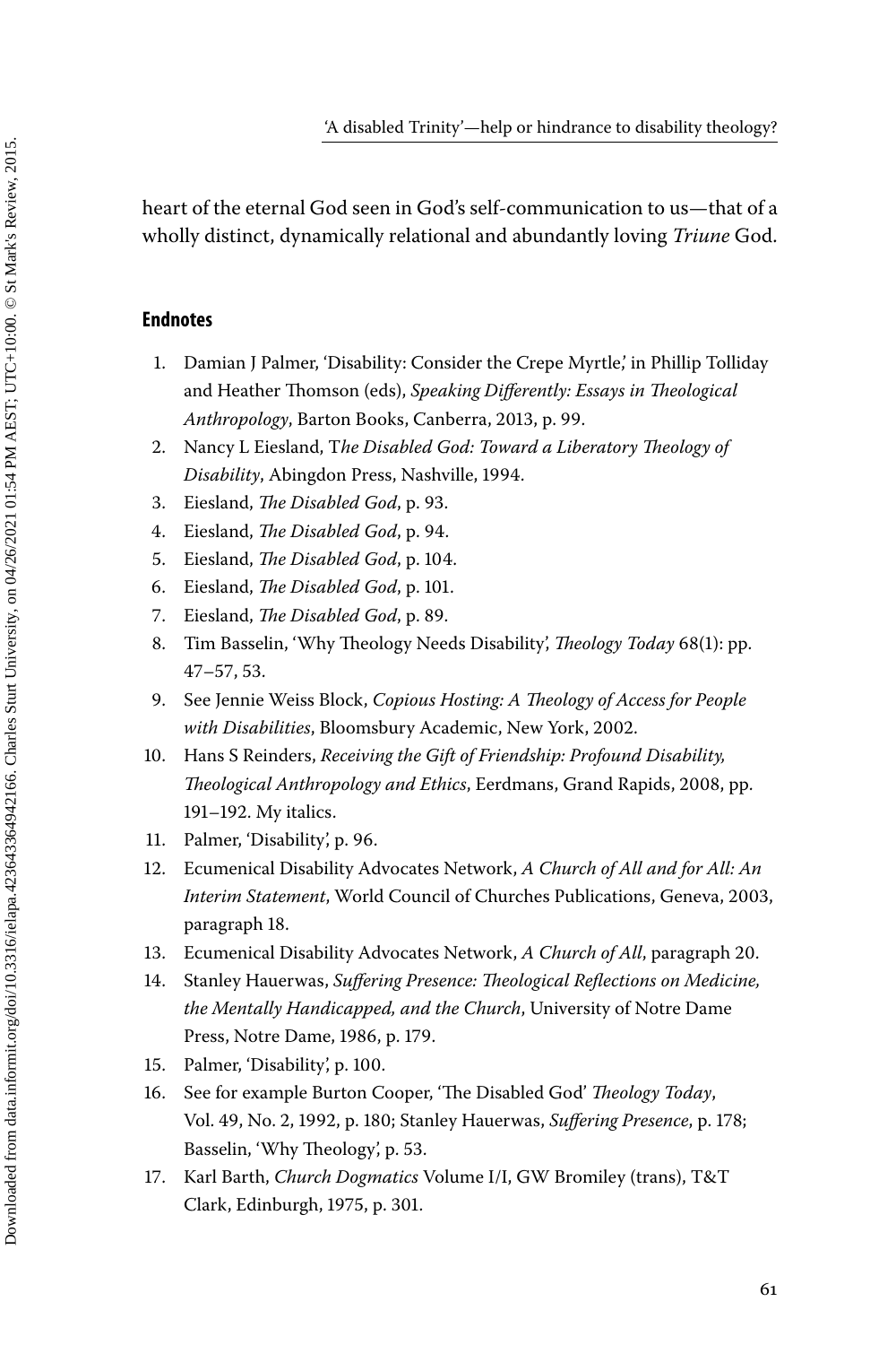heart of the eternal God seen in God's self-communication to us—that of a wholly distinct, dynamically relational and abundantly loving *Triune* God.

## Endnotes

1. Damian J Palmer, 'Disability: Consider the Crepe Myrtle,' in Phillip Tolliday and Heather Thomson (eds), *Speaking Differently: Essays in Theological Anthropology*, Barton Books, Canberra, 2013, p. 99.
2. Nancy L Eiesland, T*he Disabled God: Toward a Liberatory Theology of Disability*, Abingdon Press, Nashville, 1994.
3. Eiesland, *The Disabled God*, p. 93.
4. Eiesland, *The Disabled God*, p. 94.
5. Eiesland, *The Disabled God*, p. 104.
6. Eiesland, *The Disabled God*, p. 101.
7. Eiesland, *The Disabled God*, p. 89.
8. Tim Basselin, 'Why Theology Needs Disability', *Theology Today* 68(1): pp. 47–57, 53.
9. See Jennie Weiss Block, *Copious Hosting: A Theology of Access for People with Disabilities*, Bloomsbury Academic, New York, 2002.
10. Hans S Reinders, *Receiving the Gift of Friendship: Profound Disability, Theological Anthropology and Ethics*, Eerdmans, Grand Rapids, 2008, pp. 191–192. My italics.
11. Palmer, 'Disability', p. 96.
12. Ecumenical Disability Advocates Network, *A Church of All and for All: An Interim Statement*, World Council of Churches Publications, Geneva, 2003, paragraph 18.
13. Ecumenical Disability Advocates Network, *A Church of All*, paragraph 20.
14. Stanley Hauerwas, *Suffering Presence: Theological Reflections on Medicine, the Mentally Handicapped, and the Church*, University of Notre Dame Press, Notre Dame, 1986, p. 179.
15. Palmer, 'Disability', p. 100.
16. See for example Burton Cooper, 'The Disabled God' *Theology Today*, Vol. 49, No. 2, 1992, p. 180; Stanley Hauerwas, *Suffering Presence*, p. 178; Basselin, 'Why Theology', p. 53.
17. Karl Barth, *Church Dogmatics* Volume I/I, GW Bromiley (trans), T&T Clark, Edinburgh, 1975, p. 301.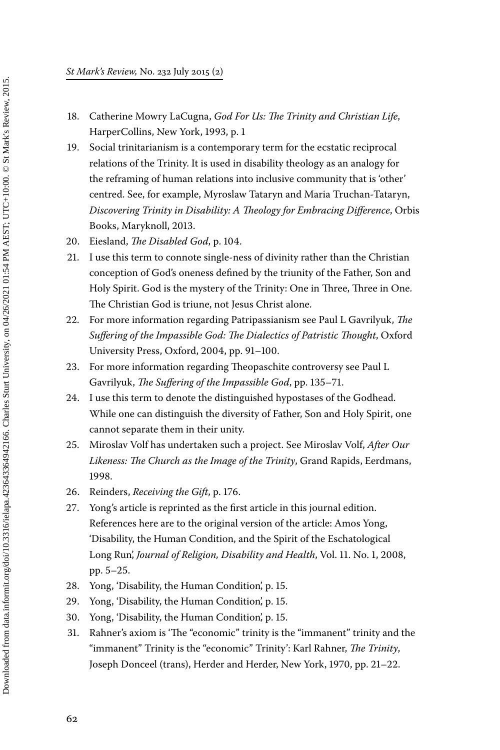18. Catherine Mowry LaCugna, *God For Us: The Trinity and Christian Life*, HarperCollins, New York, 1993, p. 1
19. Social trinitarianism is a contemporary term for the ecstatic reciprocal relations of the Trinity. It is used in disability theology as an analogy for the reframing of human relations into inclusive community that is 'other' centred. See, for example, Myroslaw Tataryn and Maria Truchan-Tataryn, *Discovering Trinity in Disability: A Theology for Embracing Difference*, Orbis Books, Maryknoll, 2013.
20. Eiesland, *The Disabled God*, p. 104.
21. I use this term to connote single-ness of divinity rather than the Christian conception of God's oneness defined by the triunity of the Father, Son and Holy Spirit. God is the mystery of the Trinity: One in Three, Three in One. The Christian God is triune, not Jesus Christ alone.
22. For more information regarding Patripassianism see Paul L Gavrilyuk, *The Suffering of the Impassible God: The Dialectics of Patristic Thought*, Oxford University Press, Oxford, 2004, pp. 91–100.
23. For more information regarding Theopaschite controversy see Paul L Gavrilyuk, *The Suffering of the Impassible God*, pp. 135–71.
24. I use this term to denote the distinguished hypostases of the Godhead. While one can distinguish the diversity of Father, Son and Holy Spirit, one cannot separate them in their unity.
25. Miroslav Volf has undertaken such a project. See Miroslav Volf, *After Our Likeness: The Church as the Image of the Trinity*, Grand Rapids, Eerdmans, 1998.
26. Reinders, *Receiving the Gift*, p. 176.
27. Yong's article is reprinted as the first article in this journal edition. References here are to the original version of the article: Amos Yong, 'Disability, the Human Condition, and the Spirit of the Eschatological Long Run', *Journal of Religion, Disability and Health*, Vol. 11. No. 1, 2008, pp. 5–25.
28. Yong, 'Disability, the Human Condition', p. 15.
29. Yong, 'Disability, the Human Condition', p. 15.
30. Yong, 'Disability, the Human Condition', p. 15.
31. Rahner's axiom is 'The "economic" trinity is the "immanent" trinity and the "immanent" Trinity is the "economic" Trinity': Karl Rahner, *The Trinity*, Joseph Donceel (trans), Herder and Herder, New York, 1970, pp. 21–22.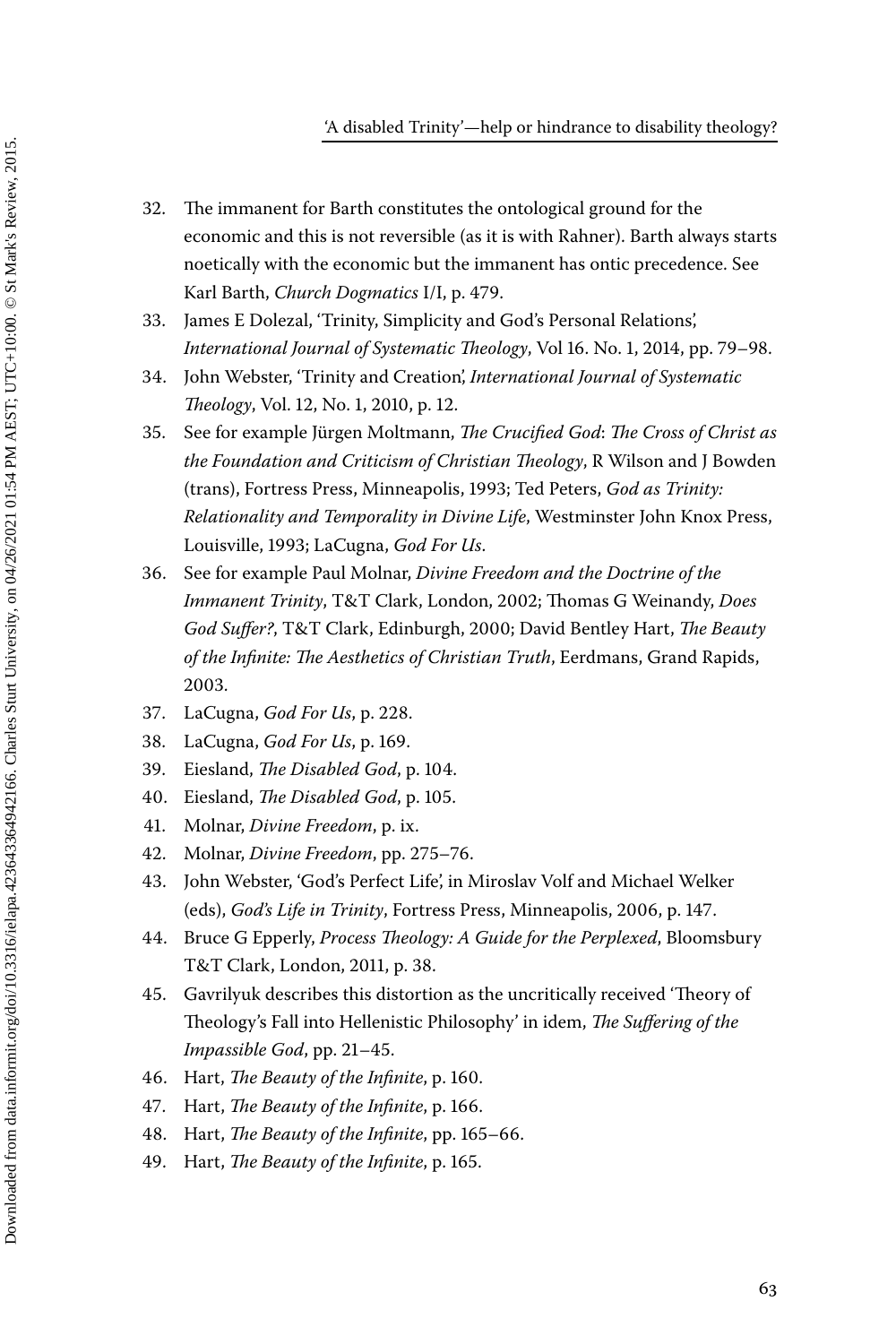32. The immanent for Barth constitutes the ontological ground for the economic and this is not reversible (as it is with Rahner). Barth always starts noetically with the economic but the immanent has ontic precedence. See Karl Barth, *Church Dogmatics* I/I, p. 479.
33. James E Dolezal, 'Trinity, Simplicity and God's Personal Relations', *International Journal of Systematic Theology*, Vol 16. No. 1, 2014, pp. 79–98.
34. John Webster, 'Trinity and Creation', *International Journal of Systematic Theology*, Vol. 12, No. 1, 2010, p. 12.
35. See for example Jürgen Moltmann, *The Crucified God*: *The Cross of Christ as the Foundation and Criticism of Christian Theology*, R Wilson and J Bowden (trans), Fortress Press, Minneapolis, 1993; Ted Peters, *God as Trinity: Relationality and Temporality in Divine Life*, Westminster John Knox Press, Louisville, 1993; LaCugna, *God For Us*.
36. See for example Paul Molnar, *Divine Freedom and the Doctrine of the Immanent Trinity*, T&T Clark, London, 2002; Thomas G Weinandy, *Does God Suffer?*, T&T Clark, Edinburgh, 2000; David Bentley Hart, *The Beauty of the Infinite: The Aesthetics of Christian Truth*, Eerdmans, Grand Rapids, 2003.
37. LaCugna, *God For Us*, p. 228.
38. LaCugna, *God For Us*, p. 169.
39. Eiesland, *The Disabled God*, p. 104.
40. Eiesland, *The Disabled God*, p. 105.
41. Molnar, *Divine Freedom*, p. ix.
42. Molnar, *Divine Freedom*, pp. 275–76.
43. John Webster, 'God's Perfect Life', in Miroslav Volf and Michael Welker (eds), *God's Life in Trinity*, Fortress Press, Minneapolis, 2006, p. 147.
44. Bruce G Epperly, *Process Theology: A Guide for the Perplexed*, Bloomsbury T&T Clark, London, 2011, p. 38.
45. Gavrilyuk describes this distortion as the uncritically received 'Theory of Theology's Fall into Hellenistic Philosophy' in idem, *The Suffering of the Impassible God*, pp. 21–45.
46. Hart, *The Beauty of the Infinite*, p. 160.
47. Hart, *The Beauty of the Infinite*, p. 166.
48. Hart, *The Beauty of the Infinite*, pp. 165–66.
49. Hart, *The Beauty of the Infinite*, p. 165.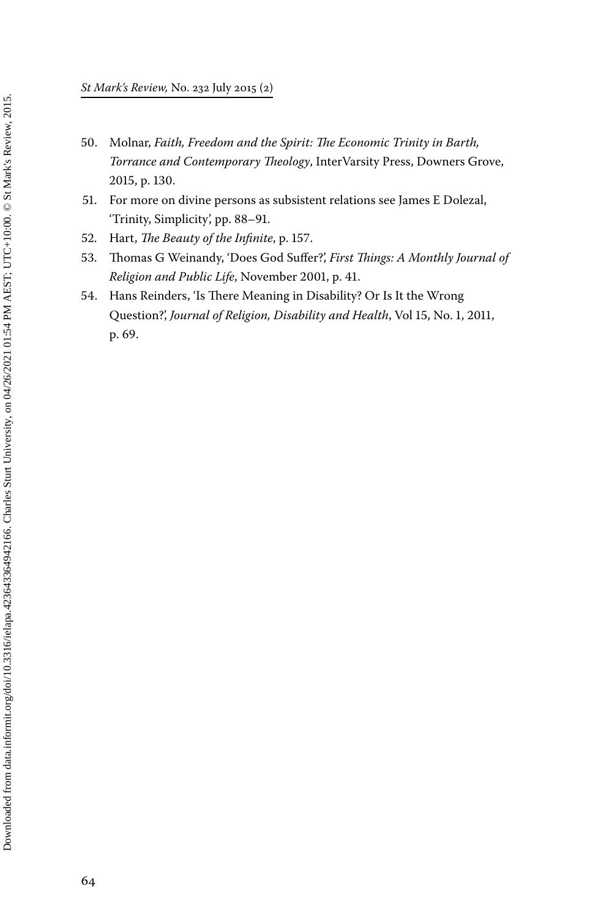50. Molnar, *Faith, Freedom and the Spirit: The Economic Trinity in Barth, Torrance and Contemporary Theology*, InterVarsity Press, Downers Grove, 2015, p. 130.
51. For more on divine persons as subsistent relations see James E Dolezal, 'Trinity, Simplicity', pp. 88–91.
52. Hart, *The Beauty of the Infinite*, p. 157.
53. Thomas G Weinandy, 'Does God Suffer?', *First Things: A Monthly Journal of Religion and Public Life*, November 2001, p. 41.
54. Hans Reinders, 'Is There Meaning in Disability? Or Is It the Wrong Question?', *Journal of Religion, Disability and Health*, Vol 15, No. 1, 2011, p. 69.